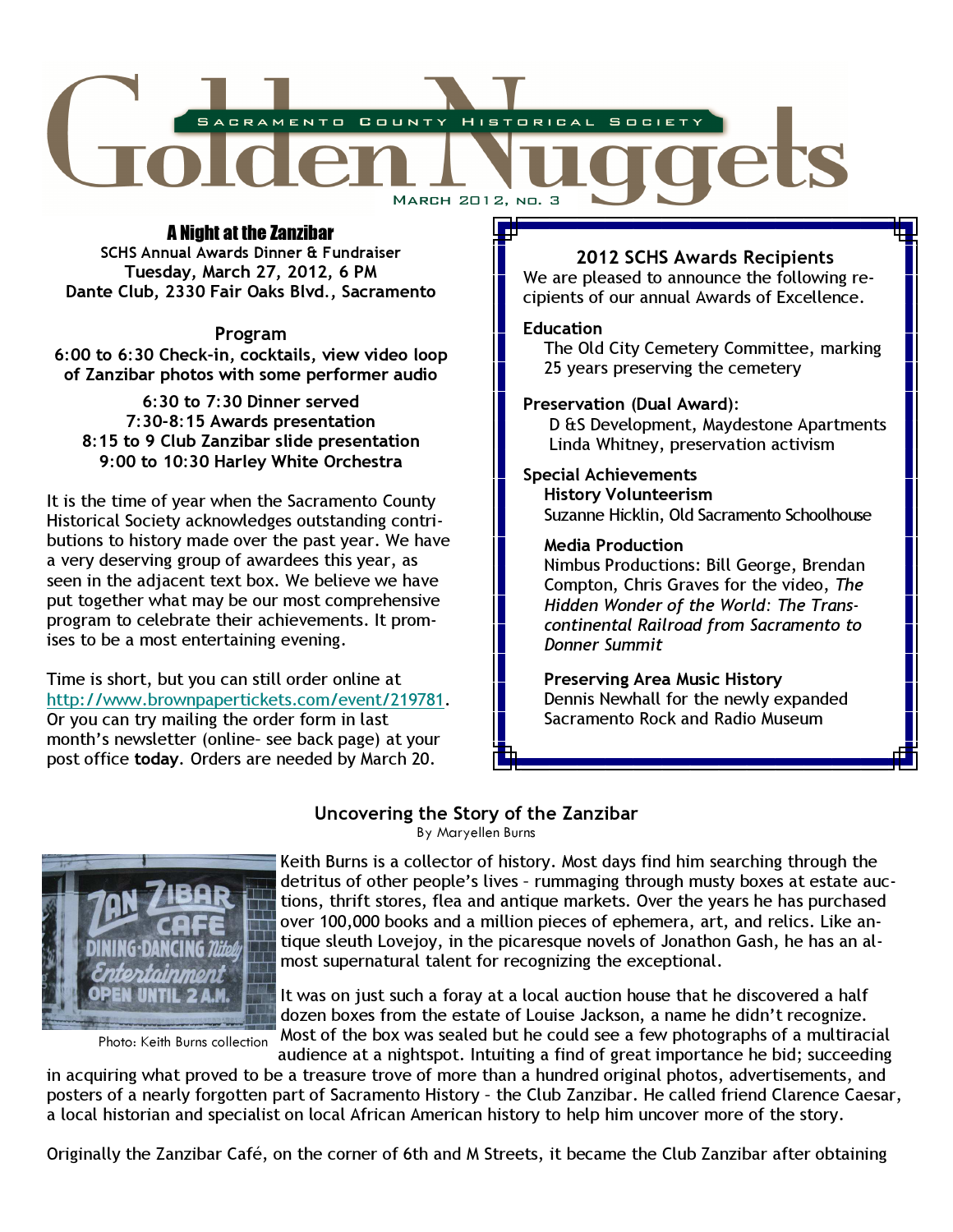# Golden Nuggets

SACRAMENTO COUNTY HISTORICAL SOCIETY

MARCH 2012, NO. 3

## A Night at the Zanzibar

**SCHS Annual Awards Dinner & Fundraiser**
**Tuesday, March 27, 2012, 6 PM**
**Dante Club, 2330 Fair Oaks Blvd., Sacramento**

**Program**

**6:00 to 6:30 Check-in, cocktails, view video loop of Zanzibar photos with some performer audio**

**6:30 to 7:30 Dinner served**
**7:30-8:15 Awards presentation**
**8:15 to 9 Club Zanzibar slide presentation**
**9:00 to 10:30 Harley White Orchestra**

It is the time of year when the Sacramento County Historical Society acknowledges outstanding contributions to history made over the past year. We have a very deserving group of awardees this year, as seen in the adjacent text box. We believe we have put together what may be our most comprehensive program to celebrate their achievements. It promises to be a most entertaining evening.

Time is short, but you can still order online at http://www.brownpapertickets.com/event/219781. Or you can try mailing the order form in last month's newsletter (online- see back page) at your post office **today**. Orders are needed by March 20.

## 2012 SCHS Awards Recipients

We are pleased to announce the following recipients of our annual Awards of Excellence.

**Education**
The Old City Cemetery Committee, marking 25 years preserving the cemetery

**Preservation (Dual Award):**
D &S Development, Maydestone Apartments
Linda Whitney, preservation activism

**Special Achievements**

**History Volunteerism**
Suzanne Hicklin, Old Sacramento Schoolhouse

**Media Production**
Nimbus Productions: Bill George, Brendan Compton, Chris Graves for the video, *The Hidden Wonder of the World: The Transcontinental Railroad from Sacramento to Donner Summit*

**Preserving Area Music History**
Dennis Newhall for the newly expanded Sacramento Rock and Radio Museum

## Uncovering the Story of the Zanzibar

By Maryellen Burns

Photo: Keith Burns collection

Keith Burns is a collector of history. Most days find him searching through the detritus of other people's lives – rummaging through musty boxes at estate auctions, thrift stores, flea and antique markets. Over the years he has purchased over 100,000 books and a million pieces of ephemera, art, and relics. Like antique sleuth Lovejoy, in the picaresque novels of Jonathon Gash, he has an almost supernatural talent for recognizing the exceptional.

It was on just such a foray at a local auction house that he discovered a half dozen boxes from the estate of Louise Jackson, a name he didn't recognize. Most of the box was sealed but he could see a few photographs of a multiracial audience at a nightspot. Intuiting a find of great importance he bid; succeeding in acquiring what proved to be a treasure trove of more than a hundred original photos, advertisements, and posters of a nearly forgotten part of Sacramento History – the Club Zanzibar. He called friend Clarence Caesar, a local historian and specialist on local African American history to help him uncover more of the story.

Originally the Zanzibar Café, on the corner of 6th and M Streets, it became the Club Zanzibar after obtaining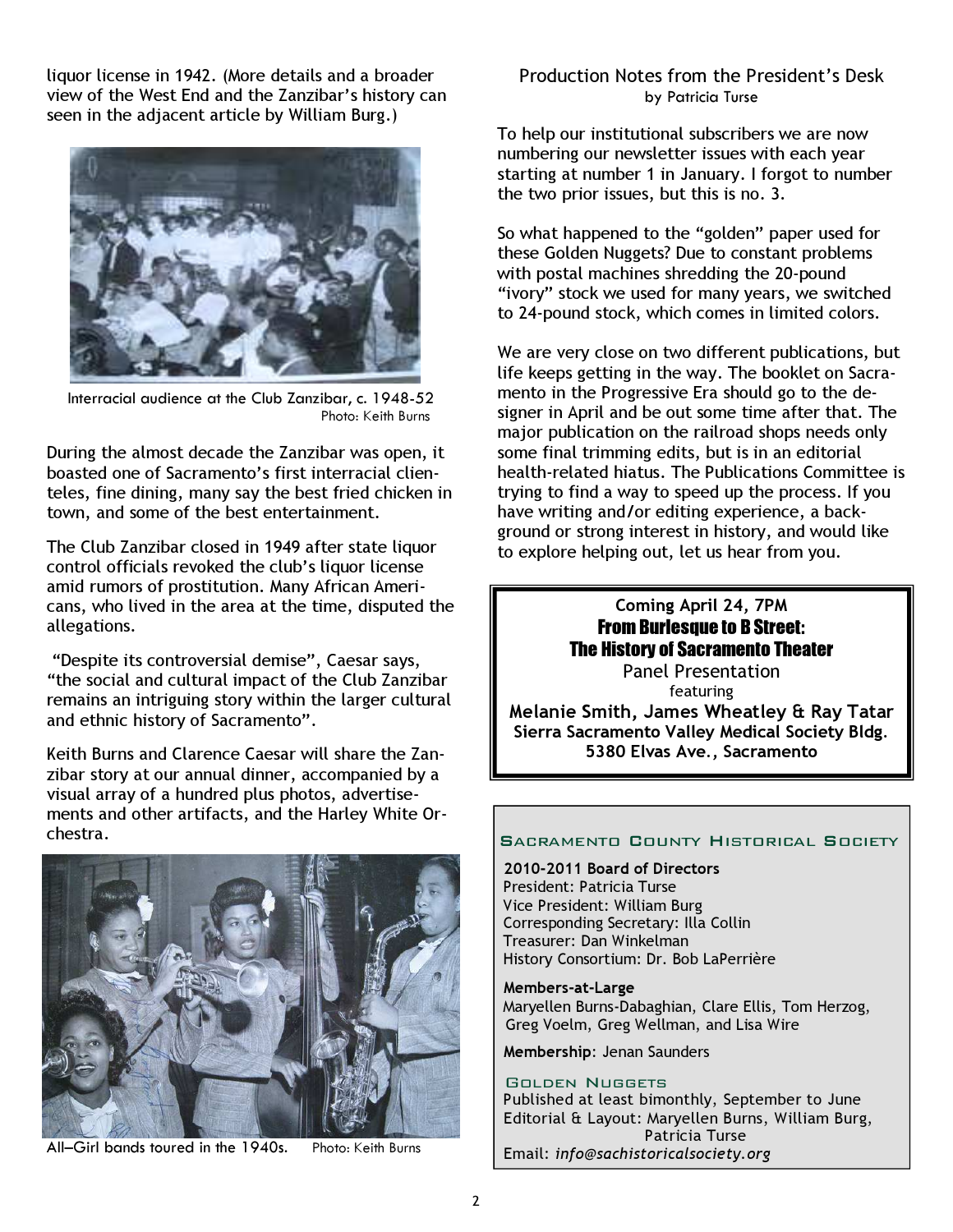liquor license in 1942. (More details and a broader view of the West End and the Zanzibar's history can seen in the adjacent article by William Burg.)

Interracial audience at the Club Zanzibar, c. 1948-52
Photo: Keith Burns

During the almost decade the Zanzibar was open, it boasted one of Sacramento's first interracial clienteles, fine dining, many say the best fried chicken in town, and some of the best entertainment.

The Club Zanzibar closed in 1949 after state liquor control officials revoked the club's liquor license amid rumors of prostitution. Many African Americans, who lived in the area at the time, disputed the allegations.

"Despite its controversial demise", Caesar says, "the social and cultural impact of the Club Zanzibar remains an intriguing story within the larger cultural and ethnic history of Sacramento".

Keith Burns and Clarence Caesar will share the Zanzibar story at our annual dinner, accompanied by a visual array of a hundred plus photos, advertisements and other artifacts, and the Harley White Orchestra.

All–Girl bands toured in the 1940s. Photo: Keith Burns

## Production Notes from the President's Desk

by Patricia Turse

To help our institutional subscribers we are now numbering our newsletter issues with each year starting at number 1 in January. I forgot to number the two prior issues, but this is no. 3.

So what happened to the "golden" paper used for these Golden Nuggets? Due to constant problems with postal machines shredding the 20-pound "ivory" stock we used for many years, we switched to 24-pound stock, which comes in limited colors.

We are very close on two different publications, but life keeps getting in the way. The booklet on Sacramento in the Progressive Era should go to the designer in April and be out some time after that. The major publication on the railroad shops needs only some final trimming edits, but is in an editorial health-related hiatus. The Publications Committee is trying to find a way to speed up the process. If you have writing and/or editing experience, a background or strong interest in history, and would like to explore helping out, let us hear from you.

**Coming April 24, 7PM**

**From Burlesque to B Street: The History of Sacramento Theater**

Panel Presentation
featuring
**Melanie Smith, James Wheatley & Ray Tatar**
**Sierra Sacramento Valley Medical Society Bldg.**
**5380 Elvas Ave., Sacramento**

### Sacramento County Historical Society

**2010-2011 Board of Directors**
President: Patricia Turse
Vice President: William Burg
Corresponding Secretary: Illa Collin
Treasurer: Dan Winkelman
History Consortium: Dr. Bob LaPerrière

**Members-at-Large**
Maryellen Burns-Dabaghian, Clare Ellis, Tom Herzog, Greg Voelm, Greg Wellman, and Lisa Wire

**Membership**: Jenan Saunders

### Golden Nuggets

Published at least bimonthly, September to June
Editorial & Layout: Maryellen Burns, William Burg, Patricia Turse
Email: *info@sachistoricalsociety.org*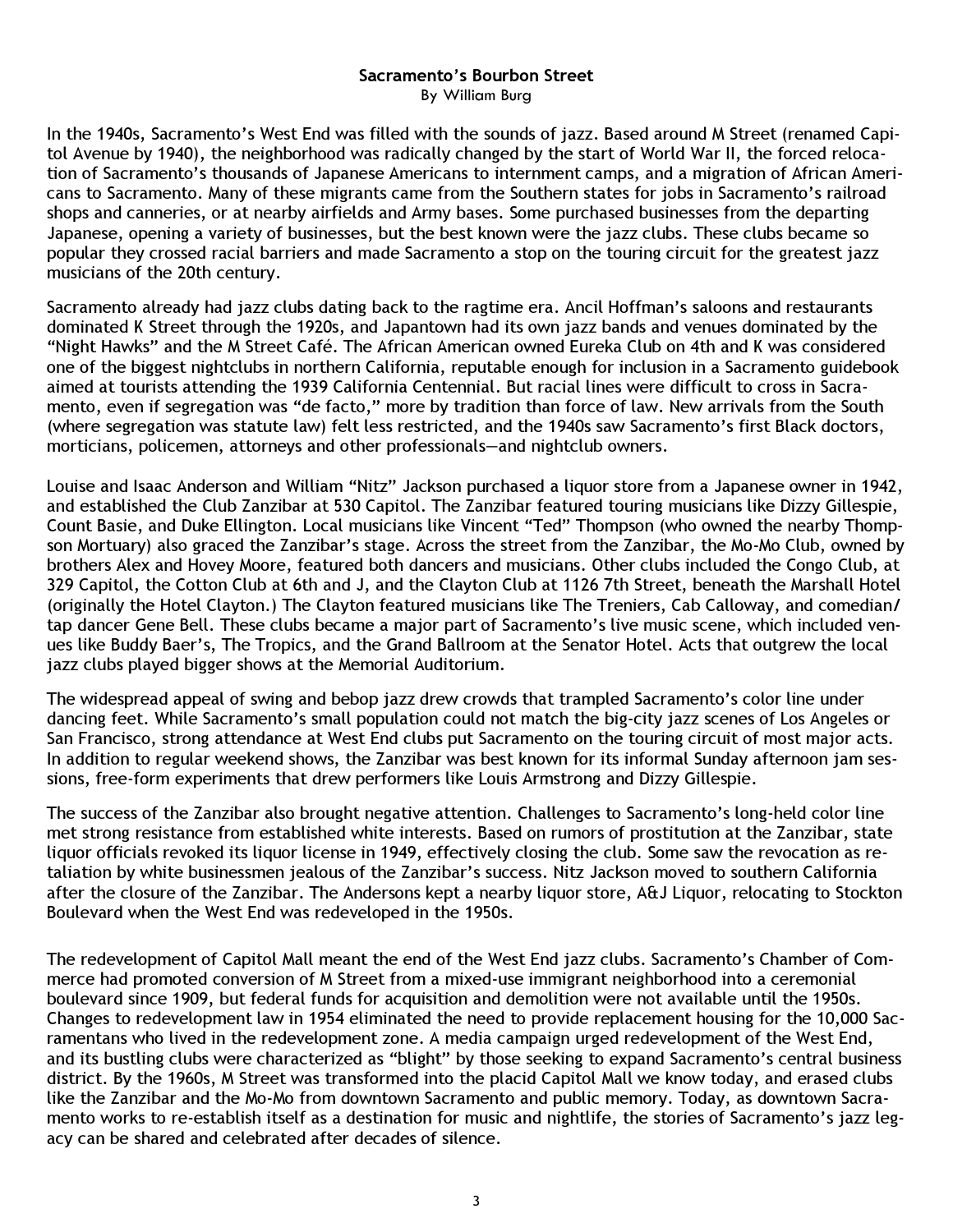# Sacramento's Bourbon Street

By William Burg

In the 1940s, Sacramento's West End was filled with the sounds of jazz. Based around M Street (renamed Capitol Avenue by 1940), the neighborhood was radically changed by the start of World War II, the forced relocation of Sacramento's thousands of Japanese Americans to internment camps, and a migration of African Americans to Sacramento. Many of these migrants came from the Southern states for jobs in Sacramento's railroad shops and canneries, or at nearby airfields and Army bases. Some purchased businesses from the departing Japanese, opening a variety of businesses, but the best known were the jazz clubs. These clubs became so popular they crossed racial barriers and made Sacramento a stop on the touring circuit for the greatest jazz musicians of the 20th century.

Sacramento already had jazz clubs dating back to the ragtime era. Ancil Hoffman's saloons and restaurants dominated K Street through the 1920s, and Japantown had its own jazz bands and venues dominated by the "Night Hawks" and the M Street Café. The African American owned Eureka Club on 4th and K was considered one of the biggest nightclubs in northern California, reputable enough for inclusion in a Sacramento guidebook aimed at tourists attending the 1939 California Centennial. But racial lines were difficult to cross in Sacramento, even if segregation was "de facto," more by tradition than force of law. New arrivals from the South (where segregation was statute law) felt less restricted, and the 1940s saw Sacramento's first Black doctors, morticians, policemen, attorneys and other professionals—and nightclub owners.

Louise and Isaac Anderson and William "Nitz" Jackson purchased a liquor store from a Japanese owner in 1942, and established the Club Zanzibar at 530 Capitol. The Zanzibar featured touring musicians like Dizzy Gillespie, Count Basie, and Duke Ellington. Local musicians like Vincent "Ted" Thompson (who owned the nearby Thompson Mortuary) also graced the Zanzibar's stage. Across the street from the Zanzibar, the Mo-Mo Club, owned by brothers Alex and Hovey Moore, featured both dancers and musicians. Other clubs included the Congo Club, at 329 Capitol, the Cotton Club at 6th and J, and the Clayton Club at 1126 7th Street, beneath the Marshall Hotel (originally the Hotel Clayton.) The Clayton featured musicians like The Treniers, Cab Calloway, and comedian/tap dancer Gene Bell. These clubs became a major part of Sacramento's live music scene, which included venues like Buddy Baer's, The Tropics, and the Grand Ballroom at the Senator Hotel. Acts that outgrew the local jazz clubs played bigger shows at the Memorial Auditorium.

The widespread appeal of swing and bebop jazz drew crowds that trampled Sacramento's color line under dancing feet. While Sacramento's small population could not match the big-city jazz scenes of Los Angeles or San Francisco, strong attendance at West End clubs put Sacramento on the touring circuit of most major acts. In addition to regular weekend shows, the Zanzibar was best known for its informal Sunday afternoon jam sessions, free-form experiments that drew performers like Louis Armstrong and Dizzy Gillespie.

The success of the Zanzibar also brought negative attention. Challenges to Sacramento's long-held color line met strong resistance from established white interests. Based on rumors of prostitution at the Zanzibar, state liquor officials revoked its liquor license in 1949, effectively closing the club. Some saw the revocation as retaliation by white businessmen jealous of the Zanzibar's success. Nitz Jackson moved to southern California after the closure of the Zanzibar. The Andersons kept a nearby liquor store, A&J Liquor, relocating to Stockton Boulevard when the West End was redeveloped in the 1950s.

The redevelopment of Capitol Mall meant the end of the West End jazz clubs. Sacramento's Chamber of Commerce had promoted conversion of M Street from a mixed-use immigrant neighborhood into a ceremonial boulevard since 1909, but federal funds for acquisition and demolition were not available until the 1950s. Changes to redevelopment law in 1954 eliminated the need to provide replacement housing for the 10,000 Sacramentans who lived in the redevelopment zone. A media campaign urged redevelopment of the West End, and its bustling clubs were characterized as "blight" by those seeking to expand Sacramento's central business district. By the 1960s, M Street was transformed into the placid Capitol Mall we know today, and erased clubs like the Zanzibar and the Mo-Mo from downtown Sacramento and public memory. Today, as downtown Sacramento works to re-establish itself as a destination for music and nightlife, the stories of Sacramento's jazz legacy can be shared and celebrated after decades of silence.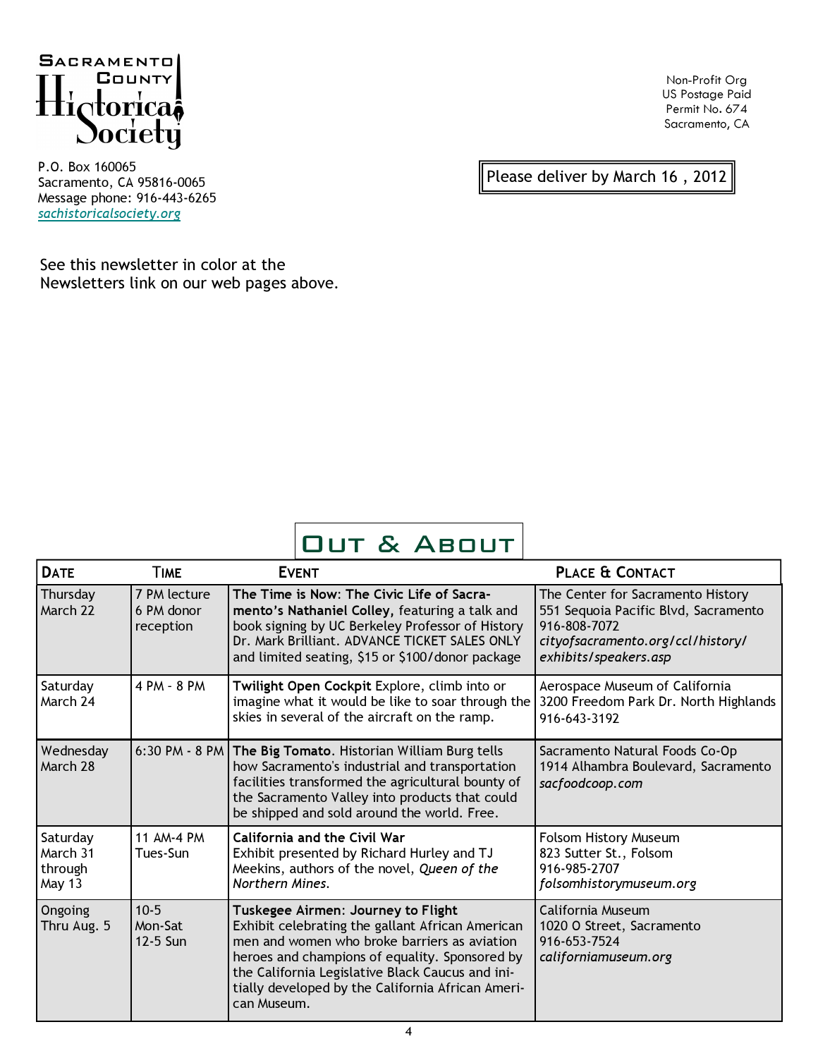Sacramento County Historical Society

P.O. Box 160065
Sacramento, CA 95816-0065
Message phone: 916-443-6265
*sachistoricalsociety.org*

Non-Profit Org
US Postage Paid
Permit No. 674
Sacramento, CA

Please deliver by March 16 , 2012

See this newsletter in color at the Newsletters link on our web pages above.

## Out & About

| Date | Time | Event | Place & Contact |
|---|---|---|---|
| Thursday March 22 | 7 PM lecture 6 PM donor reception | **The Time is Now: The Civic Life of Sacramento's Nathaniel Colley,** featuring a talk and book signing by UC Berkeley Professor of History Dr. Mark Brilliant. ADVANCE TICKET SALES ONLY and limited seating, $15 or $100/donor package | The Center for Sacramento History 551 Sequoia Pacific Blvd, Sacramento 916-808-7072 *cityofsacramento.org/ccl/history/exhibits/speakers.asp* |
| Saturday March 24 | 4 PM - 8 PM | **Twilight Open Cockpit** Explore, climb into or imagine what it would be like to soar through the skies in several of the aircraft on the ramp. | Aerospace Museum of California 3200 Freedom Park Dr. North Highlands 916-643-3192 |
| Wednesday March 28 | 6:30 PM - 8 PM | **The Big Tomato**. Historian William Burg tells how Sacramento's industrial and transportation facilities transformed the agricultural bounty of the Sacramento Valley into products that could be shipped and sold around the world. Free. | Sacramento Natural Foods Co-Op 1914 Alhambra Boulevard, Sacramento *sacfoodcoop.com* |
| Saturday March 31 through May 13 | 11 AM-4 PM Tues-Sun | **California and the Civil War** Exhibit presented by Richard Hurley and TJ Meekins, authors of the novel, *Queen of the Northern Mines*. | Folsom History Museum 823 Sutter St., Folsom 916-985-2707 *folsomhistorymuseum.org* |
| Ongoing Thru Aug. 5 | 10-5 Mon-Sat 12-5 Sun | **Tuskegee Airmen: Journey to Flight** Exhibit celebrating the gallant African American men and women who broke barriers as aviation heroes and champions of equality. Sponsored by the California Legislative Black Caucus and initially developed by the California African American Museum. | California Museum 1020 O Street, Sacramento 916-653-7524 *californiamuseum.org* |